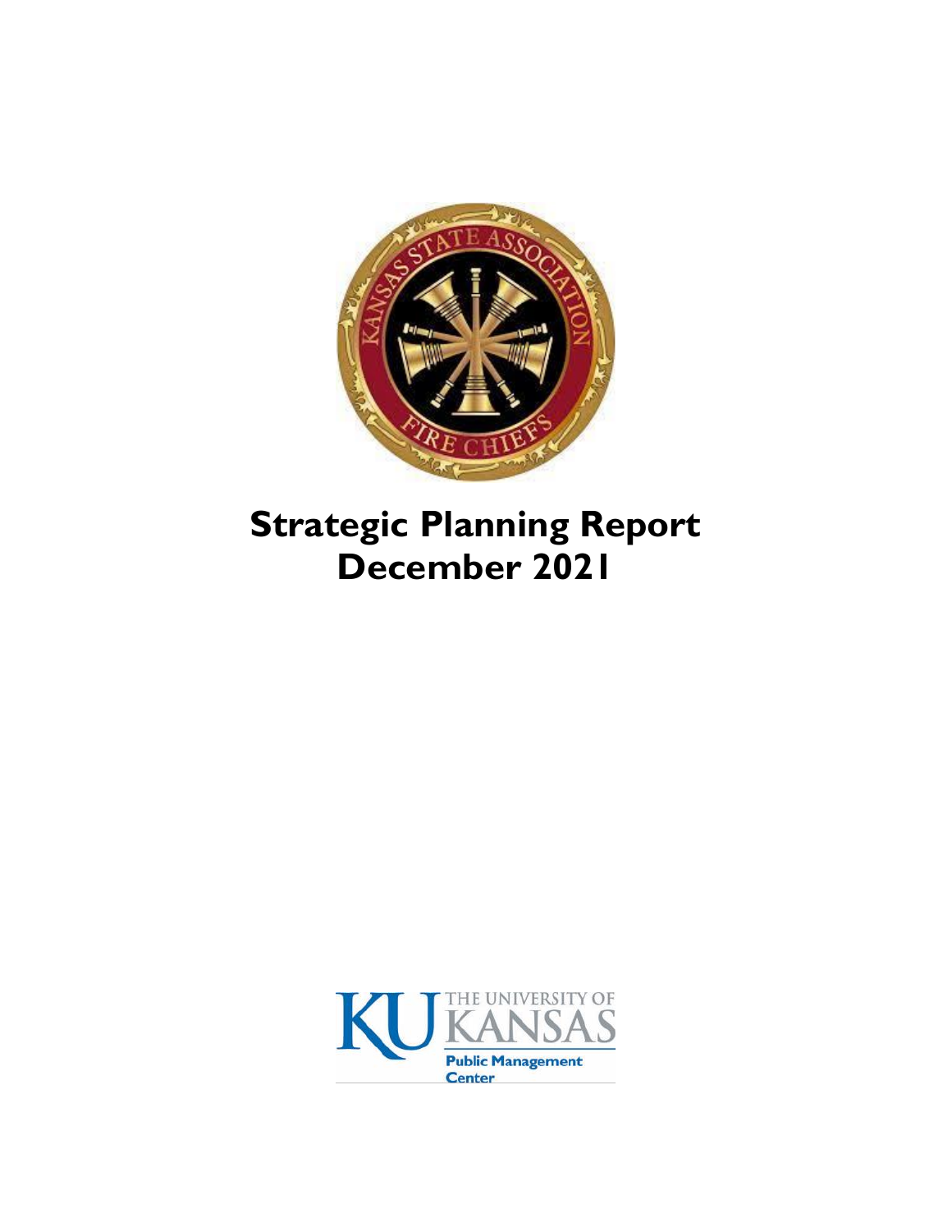# Strategic Planning Report
# December 2021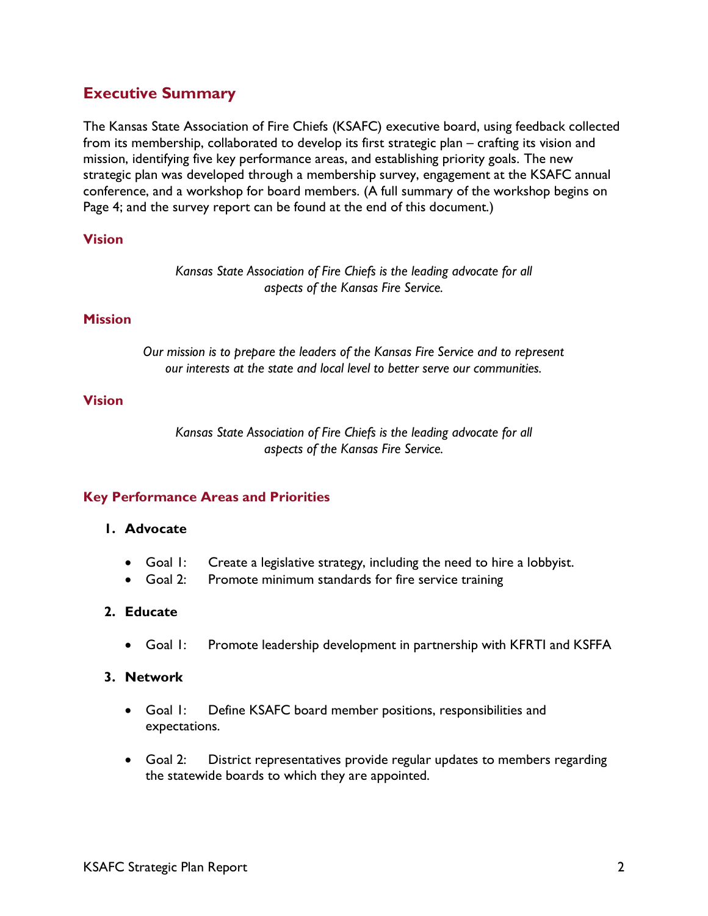## Executive Summary

The Kansas State Association of Fire Chiefs (KSAFC) executive board, using feedback collected from its membership, collaborated to develop its first strategic plan – crafting its vision and mission, identifying five key performance areas, and establishing priority goals. The new strategic plan was developed through a membership survey, engagement at the KSAFC annual conference, and a workshop for board members. (A full summary of the workshop begins on Page 4; and the survey report can be found at the end of this document.)

### Vision

*Kansas State Association of Fire Chiefs is the leading advocate for all aspects of the Kansas Fire Service.*

### Mission

*Our mission is to prepare the leaders of the Kansas Fire Service and to represent our interests at the state and local level to better serve our communities.*

### Vision

*Kansas State Association of Fire Chiefs is the leading advocate for all aspects of the Kansas Fire Service.*

### Key Performance Areas and Priorities

1. **Advocate**
   - Goal 1: Create a legislative strategy, including the need to hire a lobbyist.
   - Goal 2: Promote minimum standards for fire service training

2. **Educate**
   - Goal 1: Promote leadership development in partnership with KFRTI and KSFFA

3. **Network**
   - Goal 1: Define KSAFC board member positions, responsibilities and expectations.
   - Goal 2: District representatives provide regular updates to members regarding the statewide boards to which they are appointed.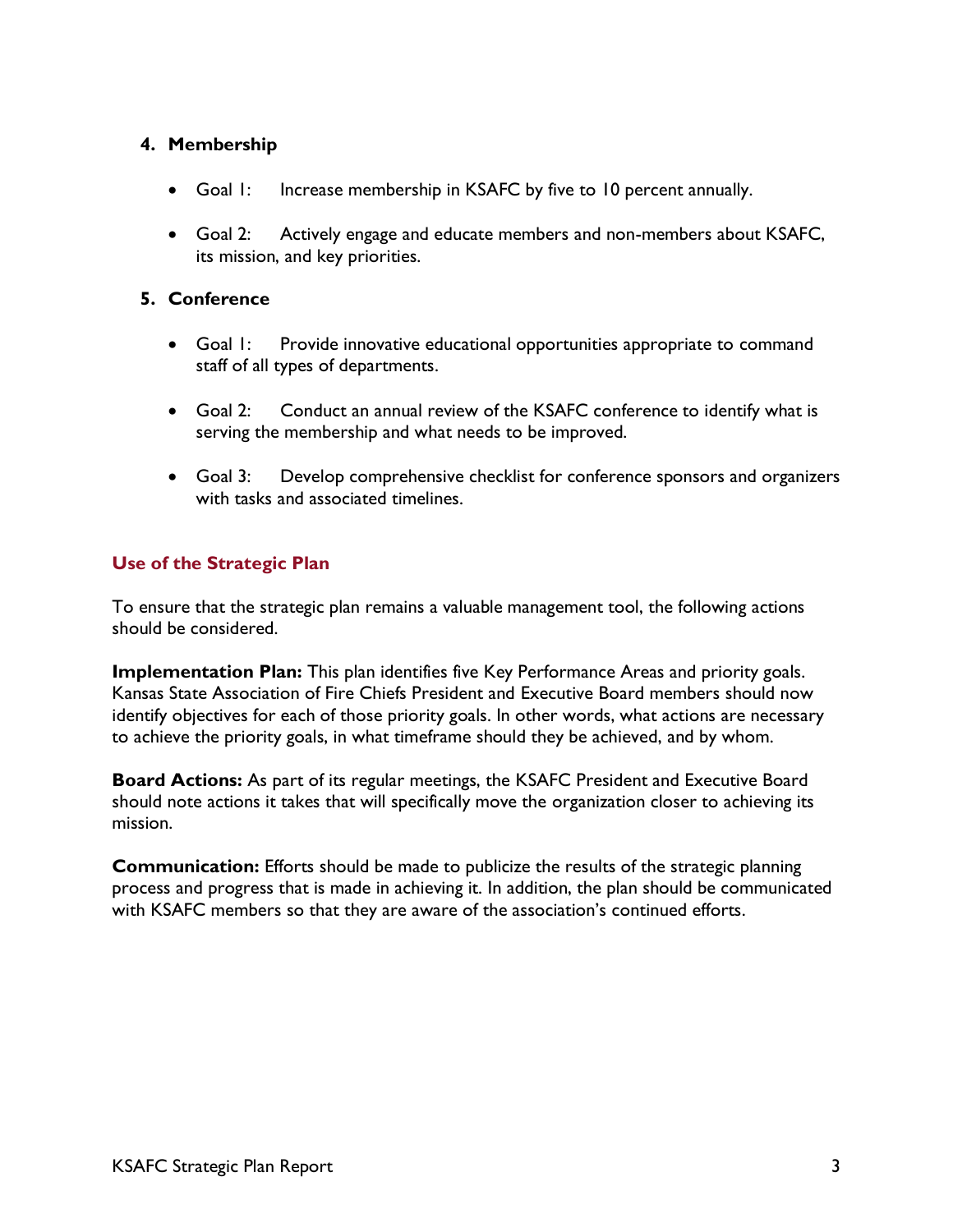4. **Membership**

   - Goal 1: Increase membership in KSAFC by five to 10 percent annually.

   - Goal 2: Actively engage and educate members and non-members about KSAFC, its mission, and key priorities.

5. **Conference**

   - Goal 1: Provide innovative educational opportunities appropriate to command staff of all types of departments.

   - Goal 2: Conduct an annual review of the KSAFC conference to identify what is serving the membership and what needs to be improved.

   - Goal 3: Develop comprehensive checklist for conference sponsors and organizers with tasks and associated timelines.

## Use of the Strategic Plan

To ensure that the strategic plan remains a valuable management tool, the following actions should be considered.

**Implementation Plan:** This plan identifies five Key Performance Areas and priority goals. Kansas State Association of Fire Chiefs President and Executive Board members should now identify objectives for each of those priority goals. In other words, what actions are necessary to achieve the priority goals, in what timeframe should they be achieved, and by whom.

**Board Actions:** As part of its regular meetings, the KSAFC President and Executive Board should note actions it takes that will specifically move the organization closer to achieving its mission.

**Communication:** Efforts should be made to publicize the results of the strategic planning process and progress that is made in achieving it. In addition, the plan should be communicated with KSAFC members so that they are aware of the association's continued efforts.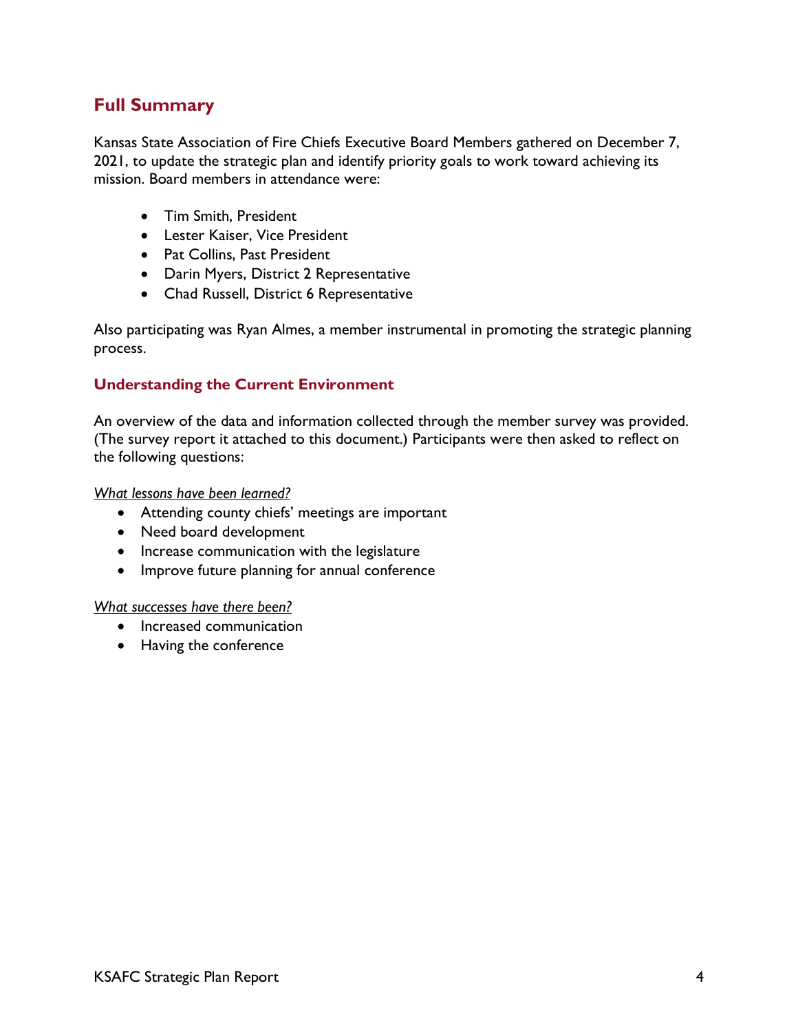## Full Summary

Kansas State Association of Fire Chiefs Executive Board Members gathered on December 7, 2021, to update the strategic plan and identify priority goals to work toward achieving its mission. Board members in attendance were:

- Tim Smith, President
- Lester Kaiser, Vice President
- Pat Collins, Past President
- Darin Myers, District 2 Representative
- Chad Russell, District 6 Representative

Also participating was Ryan Almes, a member instrumental in promoting the strategic planning process.

### Understanding the Current Environment

An overview of the data and information collected through the member survey was provided. (The survey report it attached to this document.) Participants were then asked to reflect on the following questions:

*What lessons have been learned?*

- Attending county chiefs' meetings are important
- Need board development
- Increase communication with the legislature
- Improve future planning for annual conference

*What successes have there been?*

- Increased communication
- Having the conference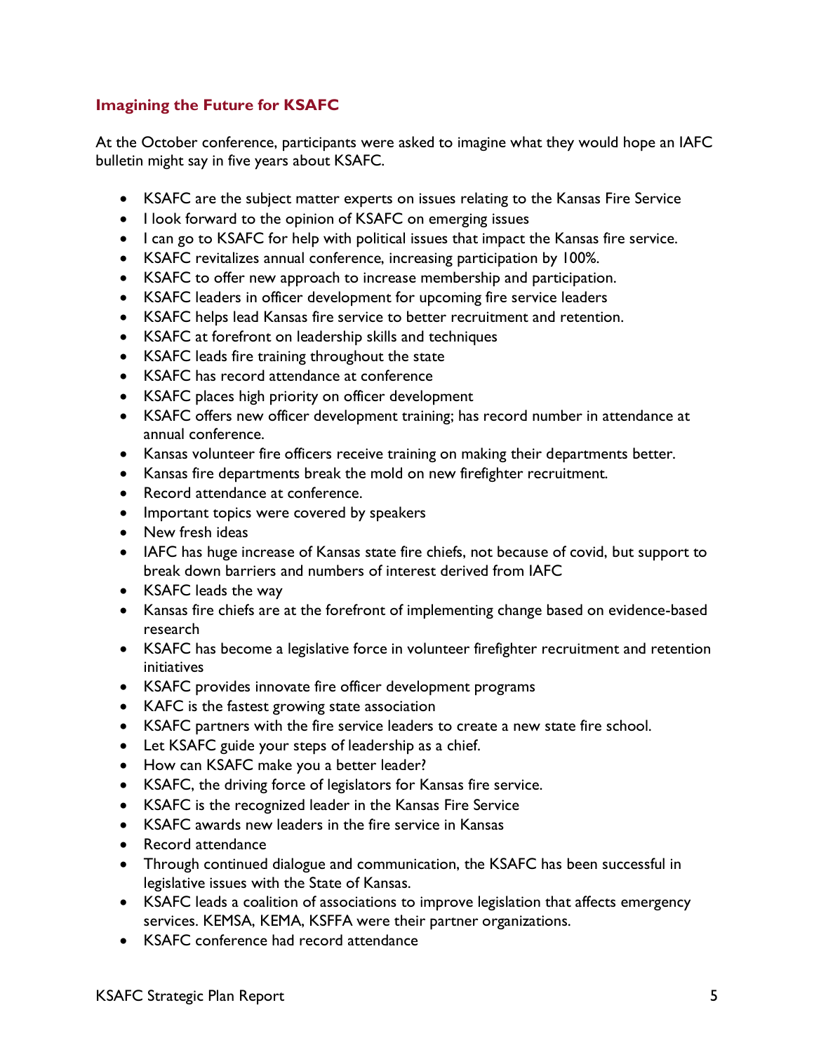## Imagining the Future for KSAFC

At the October conference, participants were asked to imagine what they would hope an IAFC bulletin might say in five years about KSAFC.

- KSAFC are the subject matter experts on issues relating to the Kansas Fire Service
- I look forward to the opinion of KSAFC on emerging issues
- I can go to KSAFC for help with political issues that impact the Kansas fire service.
- KSAFC revitalizes annual conference, increasing participation by 100%.
- KSAFC to offer new approach to increase membership and participation.
- KSAFC leaders in officer development for upcoming fire service leaders
- KSAFC helps lead Kansas fire service to better recruitment and retention.
- KSAFC at forefront on leadership skills and techniques
- KSAFC leads fire training throughout the state
- KSAFC has record attendance at conference
- KSAFC places high priority on officer development
- KSAFC offers new officer development training; has record number in attendance at annual conference.
- Kansas volunteer fire officers receive training on making their departments better.
- Kansas fire departments break the mold on new firefighter recruitment.
- Record attendance at conference.
- Important topics were covered by speakers
- New fresh ideas
- IAFC has huge increase of Kansas state fire chiefs, not because of covid, but support to break down barriers and numbers of interest derived from IAFC
- KSAFC leads the way
- Kansas fire chiefs are at the forefront of implementing change based on evidence-based research
- KSAFC has become a legislative force in volunteer firefighter recruitment and retention initiatives
- KSAFC provides innovate fire officer development programs
- KAFC is the fastest growing state association
- KSAFC partners with the fire service leaders to create a new state fire school.
- Let KSAFC guide your steps of leadership as a chief.
- How can KSAFC make you a better leader?
- KSAFC, the driving force of legislators for Kansas fire service.
- KSAFC is the recognized leader in the Kansas Fire Service
- KSAFC awards new leaders in the fire service in Kansas
- Record attendance
- Through continued dialogue and communication, the KSAFC has been successful in legislative issues with the State of Kansas.
- KSAFC leads a coalition of associations to improve legislation that affects emergency services. KEMSA, KEMA, KSFFA were their partner organizations.
- KSAFC conference had record attendance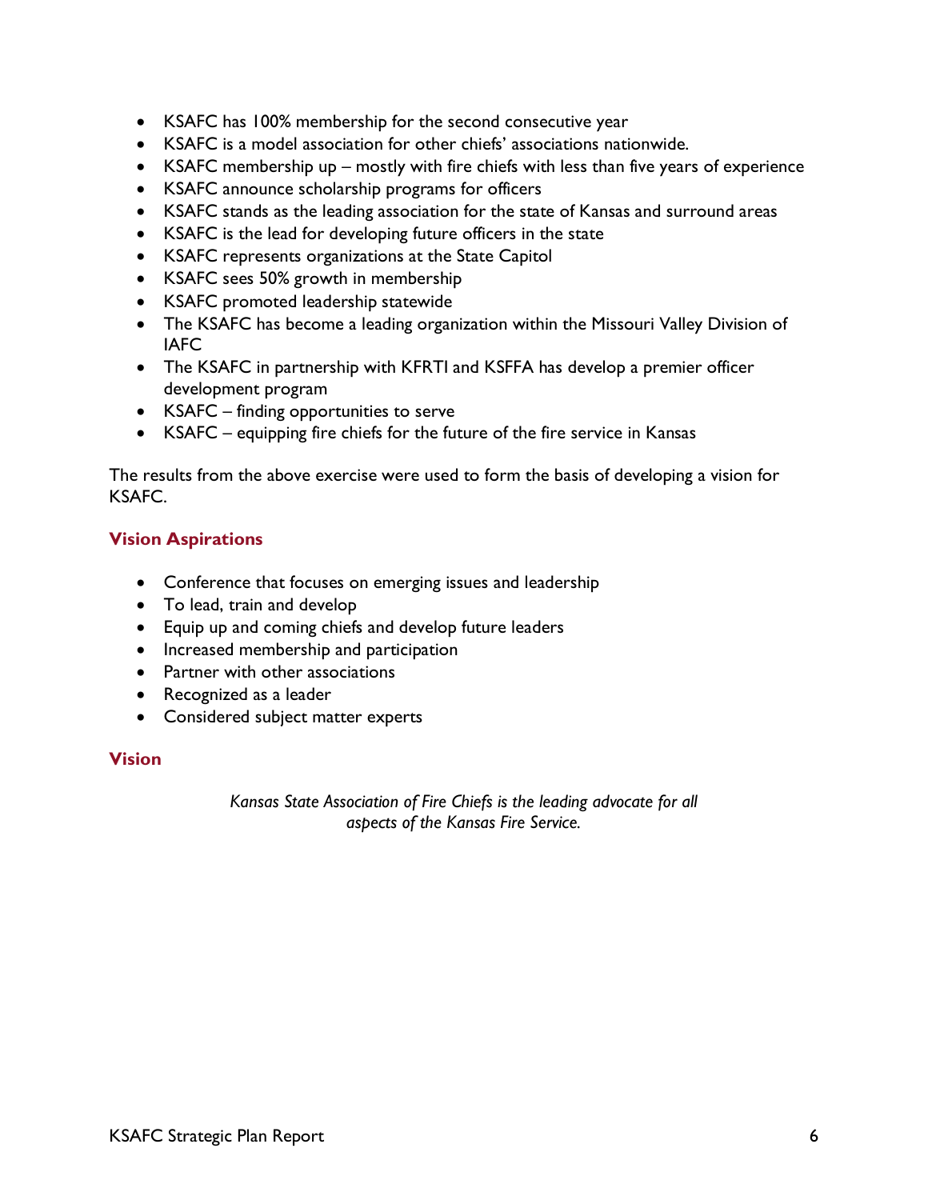- KSAFC has 100% membership for the second consecutive year
- KSAFC is a model association for other chiefs' associations nationwide.
- KSAFC membership up – mostly with fire chiefs with less than five years of experience
- KSAFC announce scholarship programs for officers
- KSAFC stands as the leading association for the state of Kansas and surround areas
- KSAFC is the lead for developing future officers in the state
- KSAFC represents organizations at the State Capitol
- KSAFC sees 50% growth in membership
- KSAFC promoted leadership statewide
- The KSAFC has become a leading organization within the Missouri Valley Division of IAFC
- The KSAFC in partnership with KFRTI and KSFFA has develop a premier officer development program
- KSAFC – finding opportunities to serve
- KSAFC – equipping fire chiefs for the future of the fire service in Kansas

The results from the above exercise were used to form the basis of developing a vision for KSAFC.

### Vision Aspirations

- Conference that focuses on emerging issues and leadership
- To lead, train and develop
- Equip up and coming chiefs and develop future leaders
- Increased membership and participation
- Partner with other associations
- Recognized as a leader
- Considered subject matter experts

### Vision

*Kansas State Association of Fire Chiefs is the leading advocate for all aspects of the Kansas Fire Service.*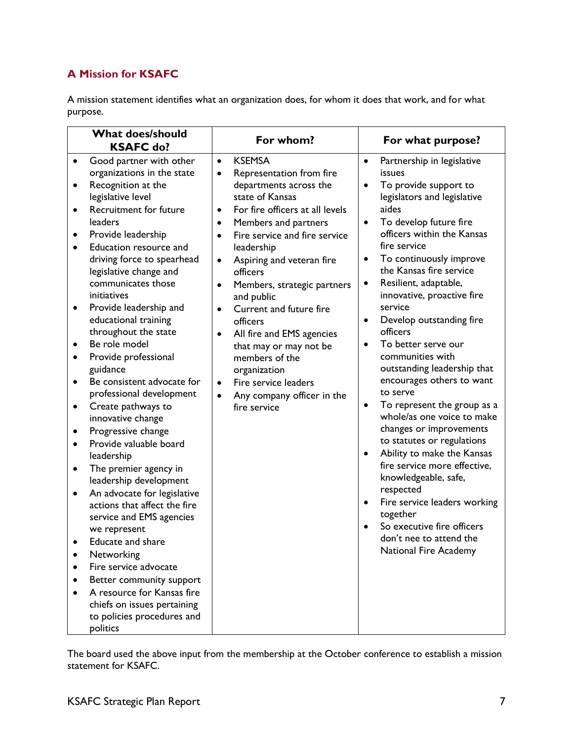## A Mission for KSAFC

A mission statement identifies what an organization does, for whom it does that work, and for what purpose.

| What does/should KSAFC do? | For whom? | For what purpose? |
|---|---|---|
| • Good partner with other organizations in the state<br>• Recognition at the legislative level<br>• Recruitment for future leaders<br>• Provide leadership<br>• Education resource and driving force to spearhead legislative change and communicates those initiatives<br>• Provide leadership and educational training throughout the state<br>• Be role model<br>• Provide professional guidance<br>• Be consistent advocate for professional development<br>• Create pathways to innovative change<br>• Progressive change<br>• Provide valuable board leadership<br>• The premier agency in leadership development<br>• An advocate for legislative actions that affect the fire service and EMS agencies we represent<br>• Educate and share<br>• Networking<br>• Fire service advocate<br>• Better community support<br>• A resource for Kansas fire chiefs on issues pertaining to policies procedures and politics | • KSEMSA<br>• Representation from fire departments across the state of Kansas<br>• For fire officers at all levels<br>• Members and partners<br>• Fire service and fire service leadership<br>• Aspiring and veteran fire officers<br>• Members, strategic partners and public<br>• Current and future fire officers<br>• All fire and EMS agencies that may or may not be members of the organization<br>• Fire service leaders<br>• Any company officer in the fire service | • Partnership in legislative issues<br>• To provide support to legislators and legislative aides<br>• To develop future fire officers within the Kansas fire service<br>• To continuously improve the Kansas fire service<br>• Resilient, adaptable, innovative, proactive fire service<br>• Develop outstanding fire officers<br>• To better serve our communities with outstanding leadership that encourages others to want to serve<br>• To represent the group as a whole/as one voice to make changes or improvements to statutes or regulations<br>• Ability to make the Kansas fire service more effective, knowledgeable, safe, respected<br>• Fire service leaders working together<br>• So executive fire officers don't nee to attend the National Fire Academy |

The board used the above input from the membership at the October conference to establish a mission statement for KSAFC.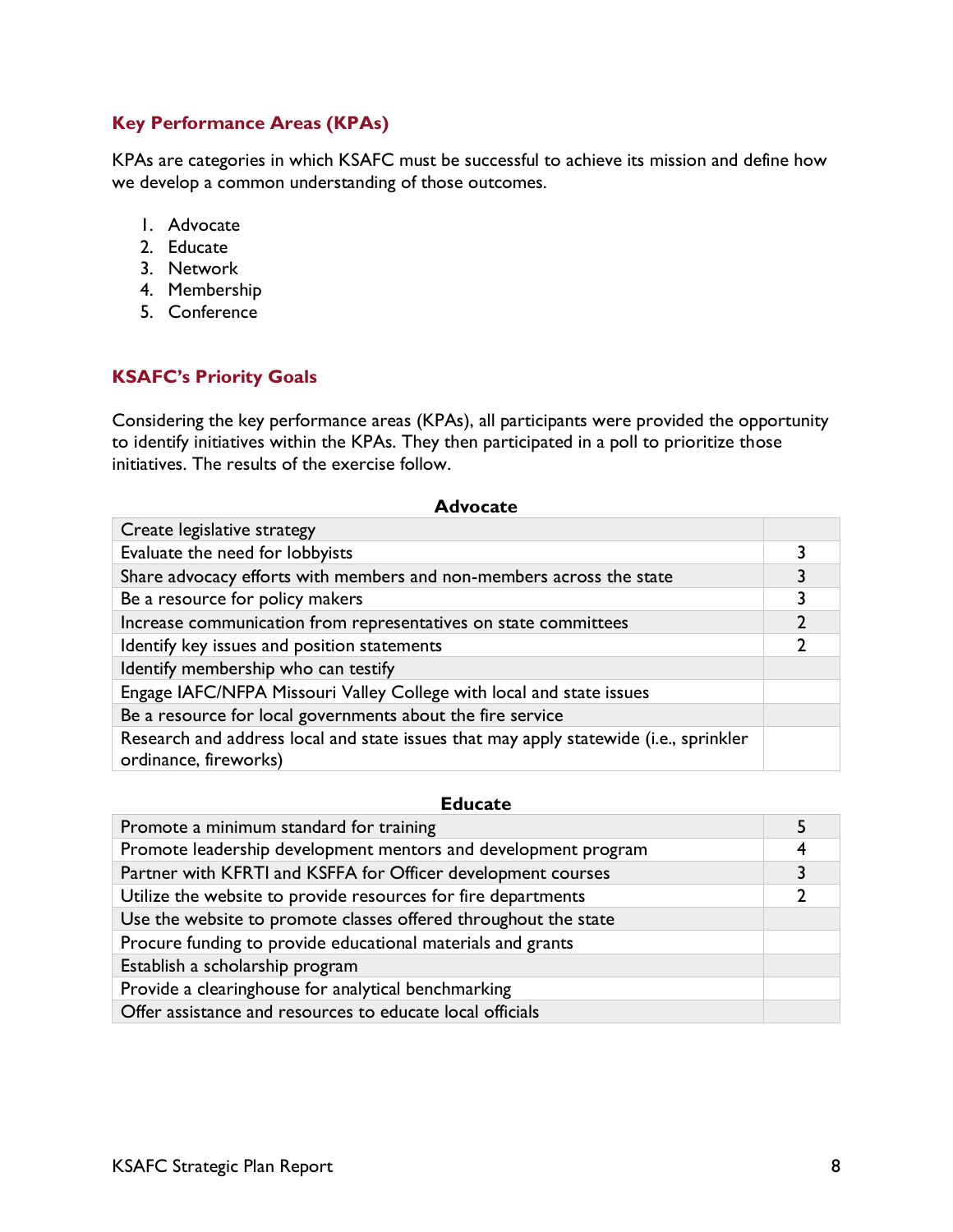### Key Performance Areas (KPAs)

KPAs are categories in which KSAFC must be successful to achieve its mission and define how we develop a common understanding of those outcomes.

1. Advocate
2. Educate
3. Network
4. Membership
5. Conference

### KSAFC's Priority Goals

Considering the key performance areas (KPAs), all participants were provided the opportunity to identify initiatives within the KPAs. They then participated in a poll to prioritize those initiatives. The results of the exercise follow.

**Advocate**

| Initiative | Votes |
|---|---|
| Create legislative strategy | |
| Evaluate the need for lobbyists | 3 |
| Share advocacy efforts with members and non-members across the state | 3 |
| Be a resource for policy makers | 3 |
| Increase communication from representatives on state committees | 2 |
| Identify key issues and position statements | 2 |
| Identify membership who can testify | |
| Engage IAFC/NFPA Missouri Valley College with local and state issues | |
| Be a resource for local governments about the fire service | |
| Research and address local and state issues that may apply statewide (i.e., sprinkler ordinance, fireworks) | |

**Educate**

| Initiative | Votes |
|---|---|
| Promote a minimum standard for training | 5 |
| Promote leadership development mentors and development program | 4 |
| Partner with KFRTI and KSFFA for Officer development courses | 3 |
| Utilize the website to provide resources for fire departments | 2 |
| Use the website to promote classes offered throughout the state | |
| Procure funding to provide educational materials and grants | |
| Establish a scholarship program | |
| Provide a clearinghouse for analytical benchmarking | |
| Offer assistance and resources to educate local officials | |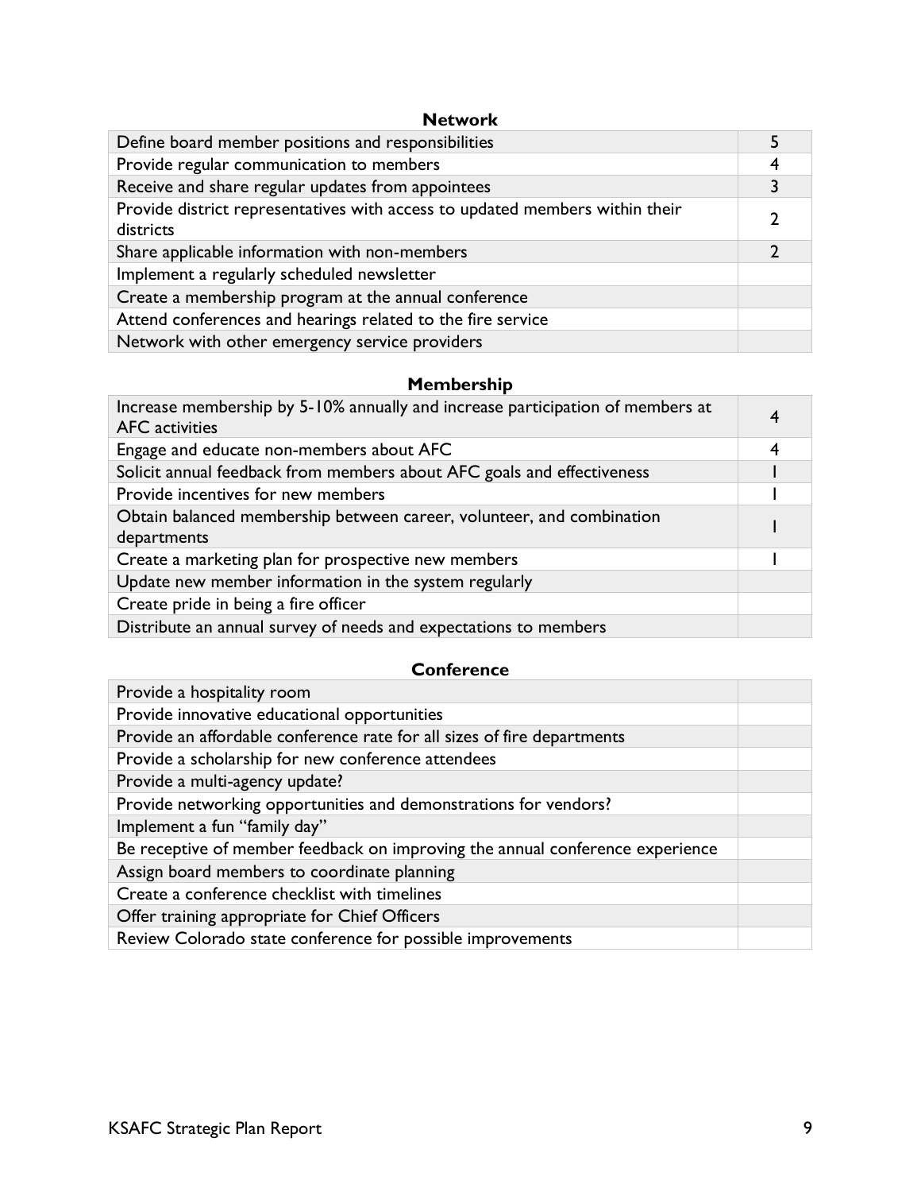### Network

| | |
|---|---|
| Define board member positions and responsibilities | 5 |
| Provide regular communication to members | 4 |
| Receive and share regular updates from appointees | 3 |
| Provide district representatives with access to updated members within their districts | 2 |
| Share applicable information with non-members | 2 |
| Implement a regularly scheduled newsletter | |
| Create a membership program at the annual conference | |
| Attend conferences and hearings related to the fire service | |
| Network with other emergency service providers | |

### Membership

| | |
|---|---|
| Increase membership by 5-10% annually and increase participation of members at AFC activities | 4 |
| Engage and educate non-members about AFC | 4 |
| Solicit annual feedback from members about AFC goals and effectiveness | 1 |
| Provide incentives for new members | 1 |
| Obtain balanced membership between career, volunteer, and combination departments | 1 |
| Create a marketing plan for prospective new members | 1 |
| Update new member information in the system regularly | |
| Create pride in being a fire officer | |
| Distribute an annual survey of needs and expectations to members | |

### Conference

| | |
|---|---|
| Provide a hospitality room | |
| Provide innovative educational opportunities | |
| Provide an affordable conference rate for all sizes of fire departments | |
| Provide a scholarship for new conference attendees | |
| Provide a multi-agency update? | |
| Provide networking opportunities and demonstrations for vendors? | |
| Implement a fun "family day" | |
| Be receptive of member feedback on improving the annual conference experience | |
| Assign board members to coordinate planning | |
| Create a conference checklist with timelines | |
| Offer training appropriate for Chief Officers | |
| Review Colorado state conference for possible improvements | |